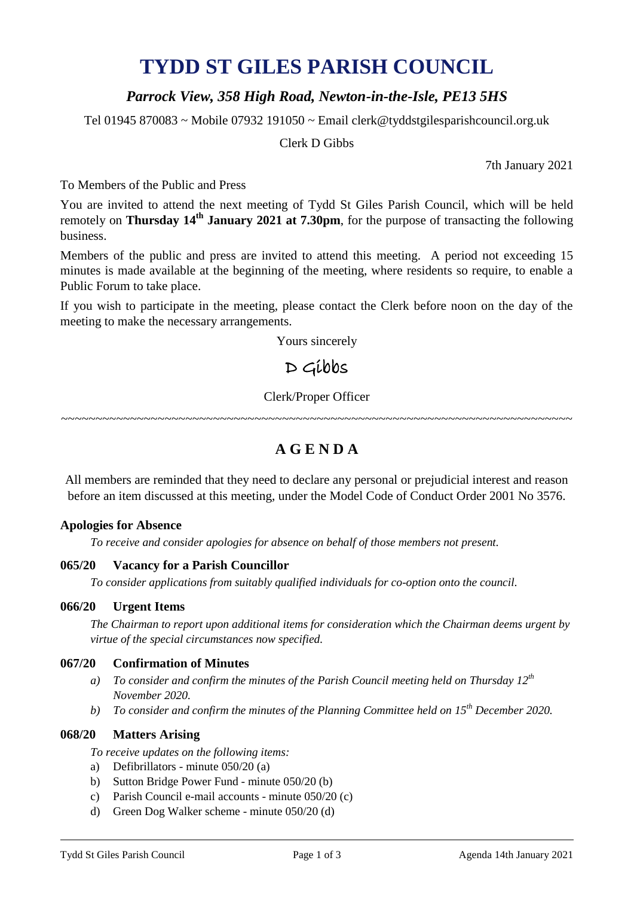# TYDD ST GILES PARISH COUNCIL

## *Parrock View, 358 High Road, Newton-in-the-Isle, PE13 5HS*

Tel 01945 870083 ~ Mobile 07932 191050 ~ Email clerk@tyddstgilesparishcouncil.org.uk

Clerk D Gibbs

7th January 2021

To Members of the Public and Press

You are invited to attend the next meeting of Tydd St Giles Parish Council, which will be held remotely on **Thursday 14th January 2021 at 7.30pm**, for the purpose of transacting the following business.

Members of the public and press are invited to attend this meeting. A period not exceeding 15 minutes is made available at the beginning of the meeting, where residents so require, to enable a Public Forum to take place.

If you wish to participate in the meeting, please contact the Clerk before noon on the day of the meeting to make the necessary arrangements.

Yours sincerely

D Gibbs

Clerk/Proper Officer

~~~~~~~~~~~~~~~~~~~~~~~~~~~~~~~~~~~~~~~~~~~~~~~~~~~~~~~~~~~~~~~~~~~~~~~~

## A G E N D A

All members are reminded that they need to declare any personal or prejudicial interest and reason before an item discussed at this meeting, under the Model Code of Conduct Order 2001 No 3576.

**Apologies for Absence**

*To receive and consider apologies for absence on behalf of those members not present.*

**065/20 Vacancy for a Parish Councillor**

*To consider applications from suitably qualified individuals for co-option onto the council.*

**066/20 Urgent Items**

*The Chairman to report upon additional items for consideration which the Chairman deems urgent by virtue of the special circumstances now specified.*

**067/20 Confirmation of Minutes**

a) *To consider and confirm the minutes of the Parish Council meeting held on Thursday 12th November 2020.*
b) *To consider and confirm the minutes of the Planning Committee held on 15th December 2020.*

**068/20 Matters Arising**

*To receive updates on the following items:*

a) Defibrillators - minute 050/20 (a)
b) Sutton Bridge Power Fund - minute 050/20 (b)
c) Parish Council e-mail accounts - minute 050/20 (c)
d) Green Dog Walker scheme - minute 050/20 (d)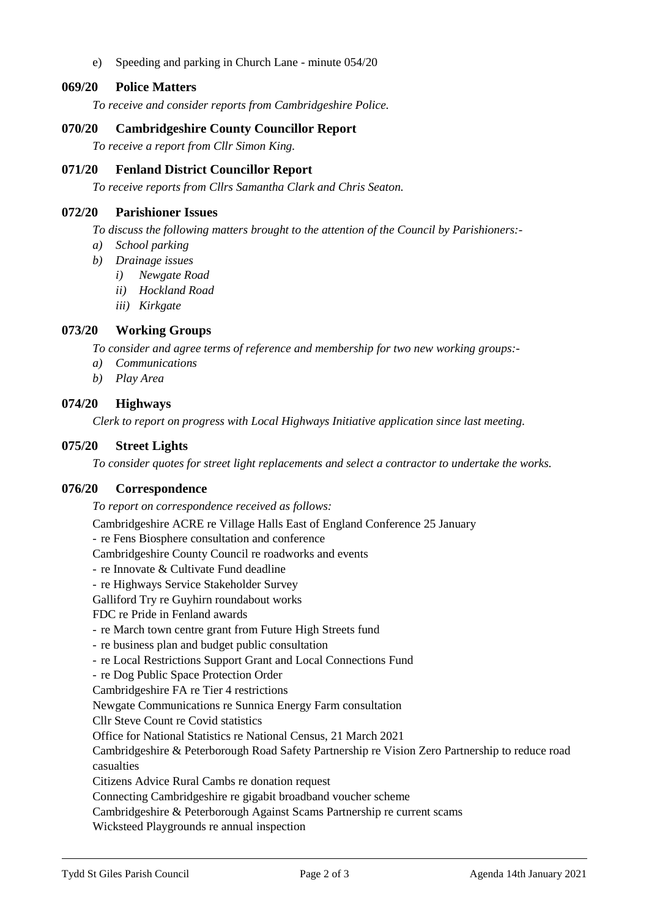e) Speeding and parking in Church Lane - minute 054/20

### 069/20 Police Matters

*To receive and consider reports from Cambridgeshire Police.*

### 070/20 Cambridgeshire County Councillor Report

*To receive a report from Cllr Simon King.*

### 071/20 Fenland District Councillor Report

*To receive reports from Cllrs Samantha Clark and Chris Seaton.*

### 072/20 Parishioner Issues

*To discuss the following matters brought to the attention of the Council by Parishioners:-*

*a) School parking*

*b) Drainage issues*

   *i) Newgate Road*

   *ii) Hockland Road*

   *iii) Kirkgate*

### 073/20 Working Groups

*To consider and agree terms of reference and membership for two new working groups:-*

*a) Communications*

*b) Play Area*

### 074/20 Highways

*Clerk to report on progress with Local Highways Initiative application since last meeting.*

### 075/20 Street Lights

*To consider quotes for street light replacements and select a contractor to undertake the works.*

### 076/20 Correspondence

*To report on correspondence received as follows:*

Cambridgeshire ACRE re Village Halls East of England Conference 25 January
- re Fens Biosphere consultation and conference

Cambridgeshire County Council re roadworks and events
- re Innovate & Cultivate Fund deadline
- re Highways Service Stakeholder Survey

Galliford Try re Guyhirn roundabout works

FDC re Pride in Fenland awards
- re March town centre grant from Future High Streets fund
- re business plan and budget public consultation
- re Local Restrictions Support Grant and Local Connections Fund
- re Dog Public Space Protection Order

Cambridgeshire FA re Tier 4 restrictions

Newgate Communications re Sunnica Energy Farm consultation

Cllr Steve Count re Covid statistics

Office for National Statistics re National Census, 21 March 2021

Cambridgeshire & Peterborough Road Safety Partnership re Vision Zero Partnership to reduce road casualties

Citizens Advice Rural Cambs re donation request

Connecting Cambridgeshire re gigabit broadband voucher scheme

Cambridgeshire & Peterborough Against Scams Partnership re current scams

Wicksteed Playgrounds re annual inspection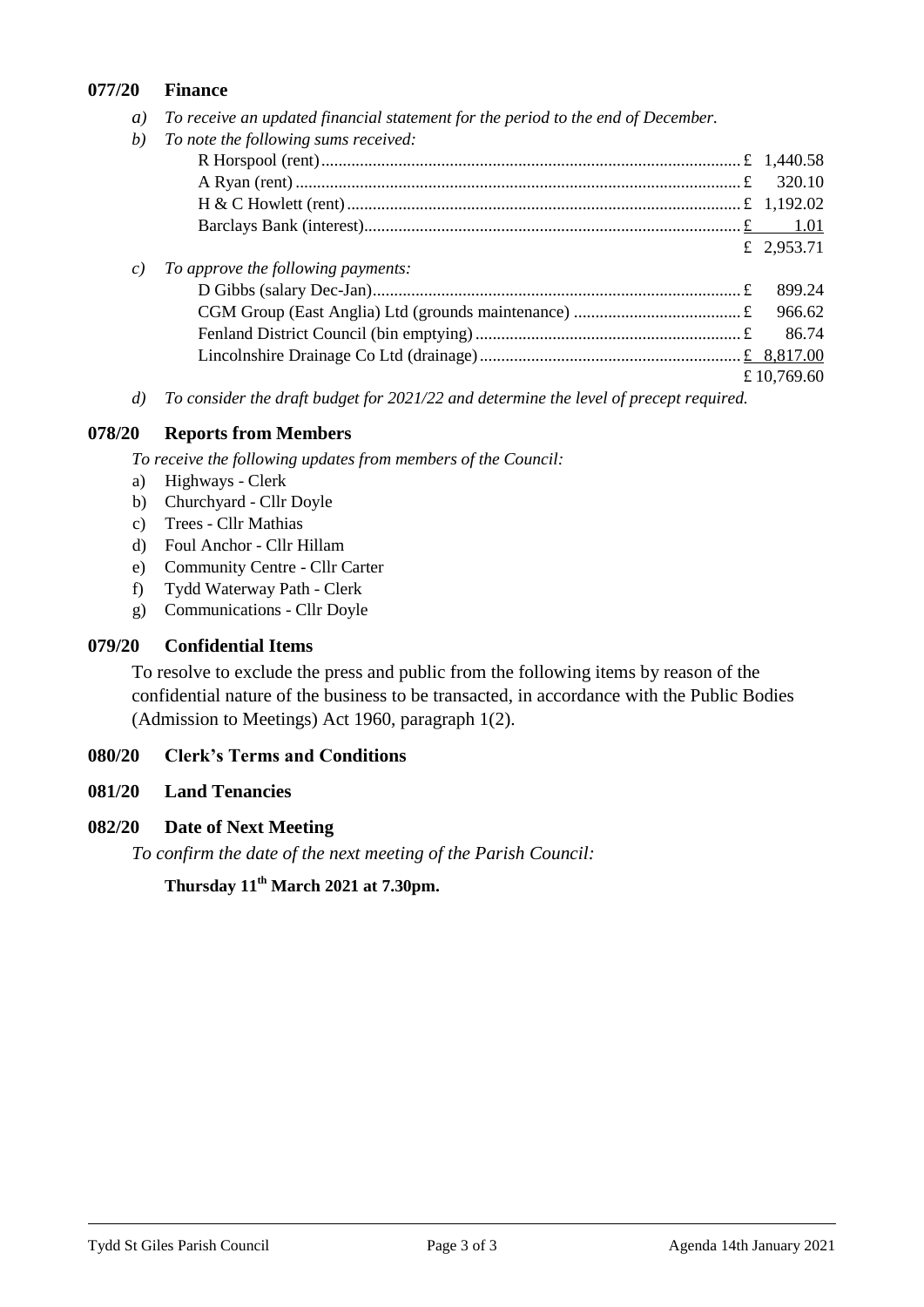## 077/20 Finance

*a) To receive an updated financial statement for the period to the end of December.*

*b) To note the following sums received:*

| | | |
|---|---|---|
| R Horspool (rent) | £ | 1,440.58 |
| A Ryan (rent) | £ | 320.10 |
| H & C Howlett (rent) | £ | 1,192.02 |
| Barclays Bank (interest) | £ | 1.01 |
| | £ | 2,953.71 |

*c) To approve the following payments:*

| | | |
|---|---|---|
| D Gibbs (salary Dec-Jan) | £ | 899.24 |
| CGM Group (East Anglia) Ltd (grounds maintenance) | £ | 966.62 |
| Fenland District Council (bin emptying) | £ | 86.74 |
| Lincolnshire Drainage Co Ltd (drainage) | £ | 8,817.00 |
| | £ | 10,769.60 |

*d) To consider the draft budget for 2021/22 and determine the level of precept required.*

## 078/20 Reports from Members

*To receive the following updates from members of the Council:*

a) Highways - Clerk
b) Churchyard - Cllr Doyle
c) Trees - Cllr Mathias
d) Foul Anchor - Cllr Hillam
e) Community Centre - Cllr Carter
f) Tydd Waterway Path - Clerk
g) Communications - Cllr Doyle

## 079/20 Confidential Items

To resolve to exclude the press and public from the following items by reason of the confidential nature of the business to be transacted, in accordance with the Public Bodies (Admission to Meetings) Act 1960, paragraph 1(2).

## 080/20 Clerk's Terms and Conditions

## 081/20 Land Tenancies

## 082/20 Date of Next Meeting

*To confirm the date of the next meeting of the Parish Council:*

**Thursday 11th March 2021 at 7.30pm.**